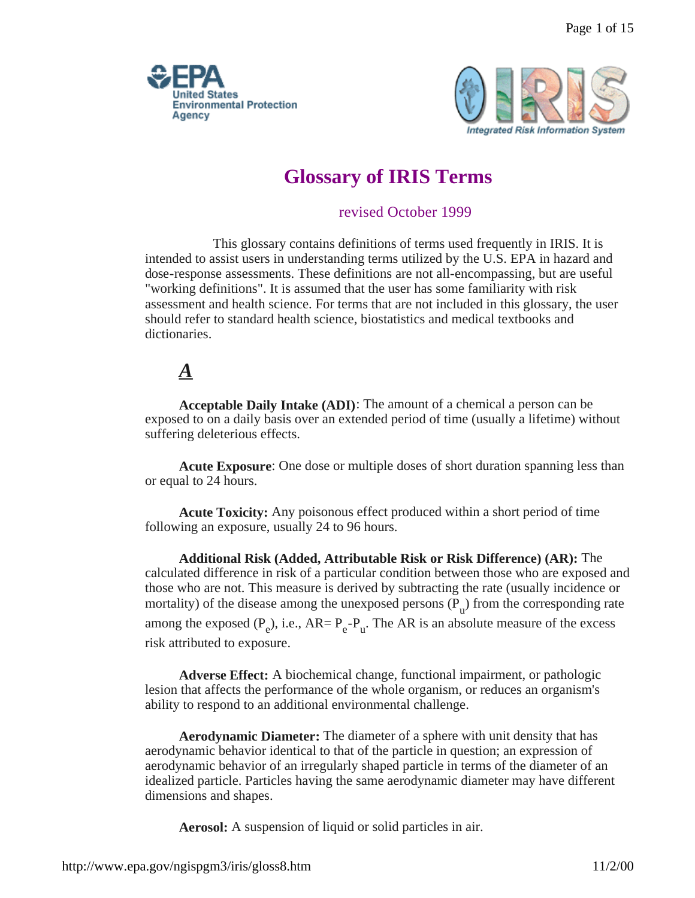# Glossary of IRIS Terms

revised October 1999

This glossary contains definitions of terms used frequently in IRIS. It is intended to assist users in understanding terms utilized by the U.S. EPA in hazard and dose-response assessments. These definitions are not all-encompassing, but are useful "working definitions". It is assumed that the user has some familiarity with risk assessment and health science. For terms that are not included in this glossary, the user should refer to standard health science, biostatistics and medical textbooks and dictionaries.

## *A*

**Acceptable Daily Intake (ADI)**: The amount of a chemical a person can be exposed to on a daily basis over an extended period of time (usually a lifetime) without suffering deleterious effects.

**Acute Exposure**: One dose or multiple doses of short duration spanning less than or equal to 24 hours.

**Acute Toxicity:** Any poisonous effect produced within a short period of time following an exposure, usually 24 to 96 hours.

**Additional Risk (Added, Attributable Risk or Risk Difference) (AR):** The calculated difference in risk of a particular condition between those who are exposed and those who are not. This measure is derived by subtracting the rate (usually incidence or mortality) of the disease among the unexposed persons ($P_u$) from the corresponding rate among the exposed ($P_e$), i.e., $AR = P_e - P_u$. The AR is an absolute measure of the excess risk attributed to exposure.

**Adverse Effect:** A biochemical change, functional impairment, or pathologic lesion that affects the performance of the whole organism, or reduces an organism's ability to respond to an additional environmental challenge.

**Aerodynamic Diameter:** The diameter of a sphere with unit density that has aerodynamic behavior identical to that of the particle in question; an expression of aerodynamic behavior of an irregularly shaped particle in terms of the diameter of an idealized particle. Particles having the same aerodynamic diameter may have different dimensions and shapes.

**Aerosol:** A suspension of liquid or solid particles in air.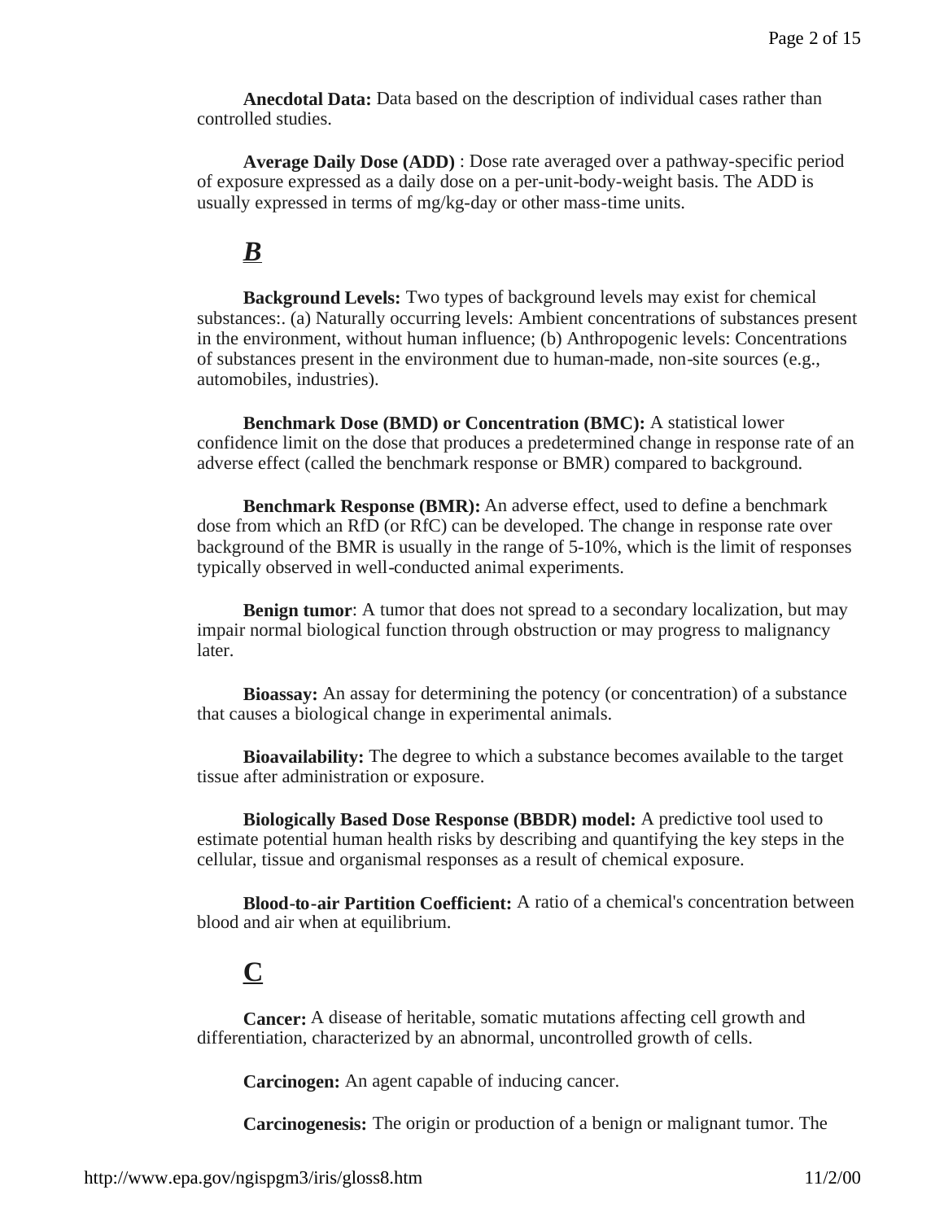**Anecdotal Data:** Data based on the description of individual cases rather than controlled studies.

**Average Daily Dose (ADD)** : Dose rate averaged over a pathway-specific period of exposure expressed as a daily dose on a per-unit-body-weight basis. The ADD is usually expressed in terms of mg/kg-day or other mass-time units.

## *B*

**Background Levels:** Two types of background levels may exist for chemical substances:. (a) Naturally occurring levels: Ambient concentrations of substances present in the environment, without human influence; (b) Anthropogenic levels: Concentrations of substances present in the environment due to human-made, non-site sources (e.g., automobiles, industries).

**Benchmark Dose (BMD) or Concentration (BMC):** A statistical lower confidence limit on the dose that produces a predetermined change in response rate of an adverse effect (called the benchmark response or BMR) compared to background.

**Benchmark Response (BMR):** An adverse effect, used to define a benchmark dose from which an RfD (or RfC) can be developed. The change in response rate over background of the BMR is usually in the range of 5-10%, which is the limit of responses typically observed in well-conducted animal experiments.

**Benign tumor**: A tumor that does not spread to a secondary localization, but may impair normal biological function through obstruction or may progress to malignancy later.

**Bioassay:** An assay for determining the potency (or concentration) of a substance that causes a biological change in experimental animals.

**Bioavailability:** The degree to which a substance becomes available to the target tissue after administration or exposure.

**Biologically Based Dose Response (BBDR) model:** A predictive tool used to estimate potential human health risks by describing and quantifying the key steps in the cellular, tissue and organismal responses as a result of chemical exposure.

**Blood-to-air Partition Coefficient:** A ratio of a chemical's concentration between blood and air when at equilibrium.

## C

**Cancer:** A disease of heritable, somatic mutations affecting cell growth and differentiation, characterized by an abnormal, uncontrolled growth of cells.

**Carcinogen:** An agent capable of inducing cancer.

**Carcinogenesis:** The origin or production of a benign or malignant tumor. The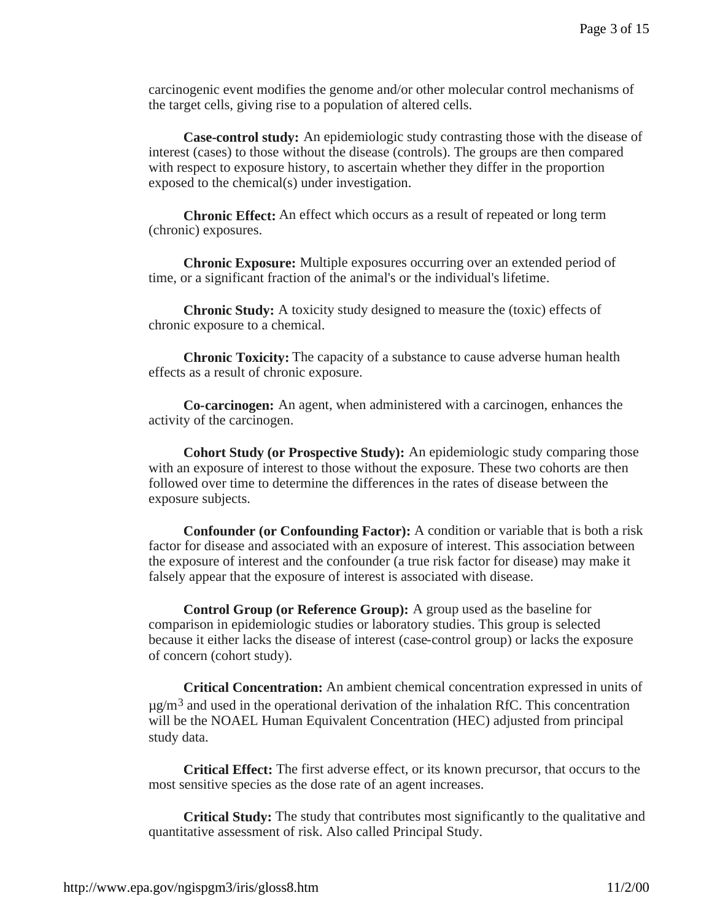carcinogenic event modifies the genome and/or other molecular control mechanisms of the target cells, giving rise to a population of altered cells.

**Case-control study:** An epidemiologic study contrasting those with the disease of interest (cases) to those without the disease (controls). The groups are then compared with respect to exposure history, to ascertain whether they differ in the proportion exposed to the chemical(s) under investigation.

**Chronic Effect:** An effect which occurs as a result of repeated or long term (chronic) exposures.

**Chronic Exposure:** Multiple exposures occurring over an extended period of time, or a significant fraction of the animal's or the individual's lifetime.

**Chronic Study:** A toxicity study designed to measure the (toxic) effects of chronic exposure to a chemical.

**Chronic Toxicity:** The capacity of a substance to cause adverse human health effects as a result of chronic exposure.

**Co-carcinogen:** An agent, when administered with a carcinogen, enhances the activity of the carcinogen.

**Cohort Study (or Prospective Study):** An epidemiologic study comparing those with an exposure of interest to those without the exposure. These two cohorts are then followed over time to determine the differences in the rates of disease between the exposure subjects.

**Confounder (or Confounding Factor):** A condition or variable that is both a risk factor for disease and associated with an exposure of interest. This association between the exposure of interest and the confounder (a true risk factor for disease) may make it falsely appear that the exposure of interest is associated with disease.

**Control Group (or Reference Group):** A group used as the baseline for comparison in epidemiologic studies or laboratory studies. This group is selected because it either lacks the disease of interest (case-control group) or lacks the exposure of concern (cohort study).

**Critical Concentration:** An ambient chemical concentration expressed in units of $\mu g/m^3$ and used in the operational derivation of the inhalation RfC. This concentration will be the NOAEL Human Equivalent Concentration (HEC) adjusted from principal study data.

**Critical Effect:** The first adverse effect, or its known precursor, that occurs to the most sensitive species as the dose rate of an agent increases.

**Critical Study:** The study that contributes most significantly to the qualitative and quantitative assessment of risk. Also called Principal Study.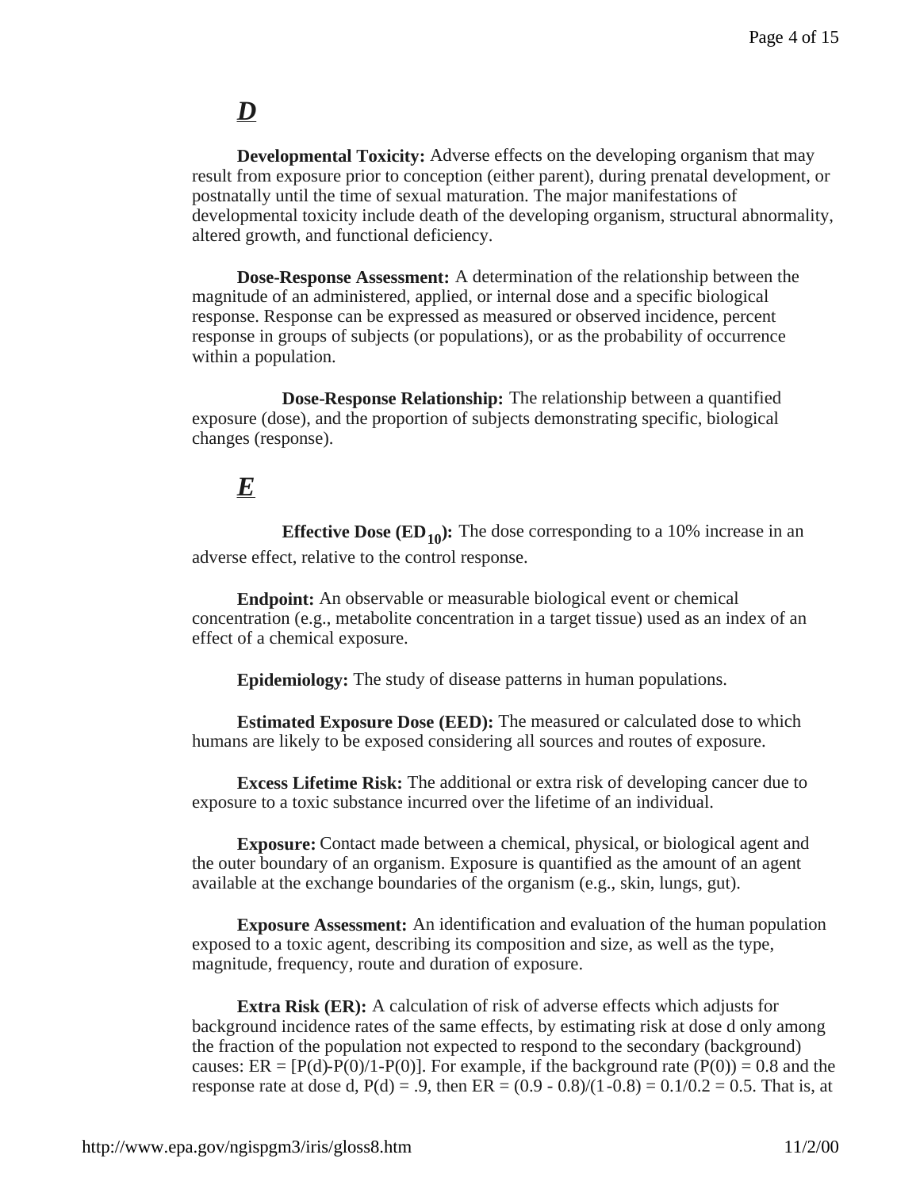## *D*

**Developmental Toxicity:** Adverse effects on the developing organism that may result from exposure prior to conception (either parent), during prenatal development, or postnatally until the time of sexual maturation. The major manifestations of developmental toxicity include death of the developing organism, structural abnormality, altered growth, and functional deficiency.

**Dose-Response Assessment:** A determination of the relationship between the magnitude of an administered, applied, or internal dose and a specific biological response. Response can be expressed as measured or observed incidence, percent response in groups of subjects (or populations), or as the probability of occurrence within a population.

**Dose-Response Relationship:** The relationship between a quantified exposure (dose), and the proportion of subjects demonstrating specific, biological changes (response).

## *E*

**Effective Dose ($ED_{10}$):** The dose corresponding to a 10% increase in an adverse effect, relative to the control response.

**Endpoint:** An observable or measurable biological event or chemical concentration (e.g., metabolite concentration in a target tissue) used as an index of an effect of a chemical exposure.

**Epidemiology:** The study of disease patterns in human populations.

**Estimated Exposure Dose (EED):** The measured or calculated dose to which humans are likely to be exposed considering all sources and routes of exposure.

**Excess Lifetime Risk:** The additional or extra risk of developing cancer due to exposure to a toxic substance incurred over the lifetime of an individual.

**Exposure:** Contact made between a chemical, physical, or biological agent and the outer boundary of an organism. Exposure is quantified as the amount of an agent available at the exchange boundaries of the organism (e.g., skin, lungs, gut).

**Exposure Assessment:** An identification and evaluation of the human population exposed to a toxic agent, describing its composition and size, as well as the type, magnitude, frequency, route and duration of exposure.

**Extra Risk (ER):** A calculation of risk of adverse effects which adjusts for background incidence rates of the same effects, by estimating risk at dose d only among the fraction of the population not expected to respond to the secondary (background) causes: $ER = [P(d)\text{-}P(0)/1\text{-}P(0)]$. For example, if the background rate $(P(0)) = 0.8$ and the response rate at dose d, $P(d) = .9$, then $ER = (0.9 - 0.8)/(1\text{-}0.8) = 0.1/0.2 = 0.5$. That is, at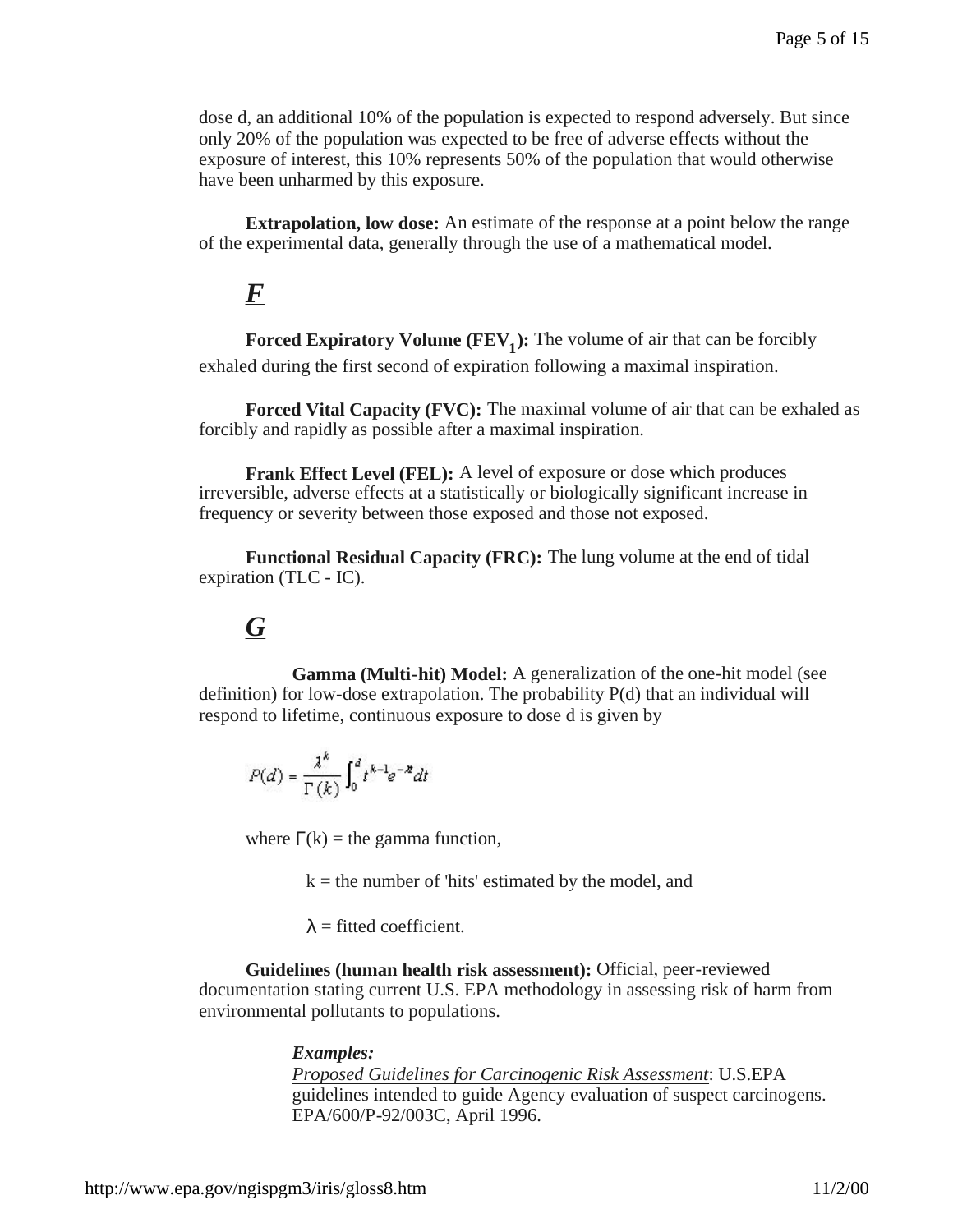dose d, an additional 10% of the population is expected to respond adversely. But since only 20% of the population was expected to be free of adverse effects without the exposure of interest, this 10% represents 50% of the population that would otherwise have been unharmed by this exposure.

**Extrapolation, low dose:** An estimate of the response at a point below the range of the experimental data, generally through the use of a mathematical model.

## *F*

**Forced Expiratory Volume ($FEV_1$):** The volume of air that can be forcibly exhaled during the first second of expiration following a maximal inspiration.

**Forced Vital Capacity (FVC):** The maximal volume of air that can be exhaled as forcibly and rapidly as possible after a maximal inspiration.

**Frank Effect Level (FEL):** A level of exposure or dose which produces irreversible, adverse effects at a statistically or biologically significant increase in frequency or severity between those exposed and those not exposed.

**Functional Residual Capacity (FRC):** The lung volume at the end of tidal expiration (TLC - IC).

## *G*

**Gamma (Multi-hit) Model:** A generalization of the one-hit model (see definition) for low-dose extrapolation. The probability P(d) that an individual will respond to lifetime, continuous exposure to dose d is given by

$$P(d) = \frac{\lambda^k}{\Gamma(k)} \int_0^d t^{k-1} e^{-\lambda t} dt$$

where $\Gamma(k)$ = the gamma function,

k = the number of 'hits' estimated by the model, and

$\lambda$ = fitted coefficient.

**Guidelines (human health risk assessment):** Official, peer-reviewed documentation stating current U.S. EPA methodology in assessing risk of harm from environmental pollutants to populations.

***Examples:***
*Proposed Guidelines for Carcinogenic Risk Assessment*: U.S.EPA guidelines intended to guide Agency evaluation of suspect carcinogens. EPA/600/P-92/003C, April 1996.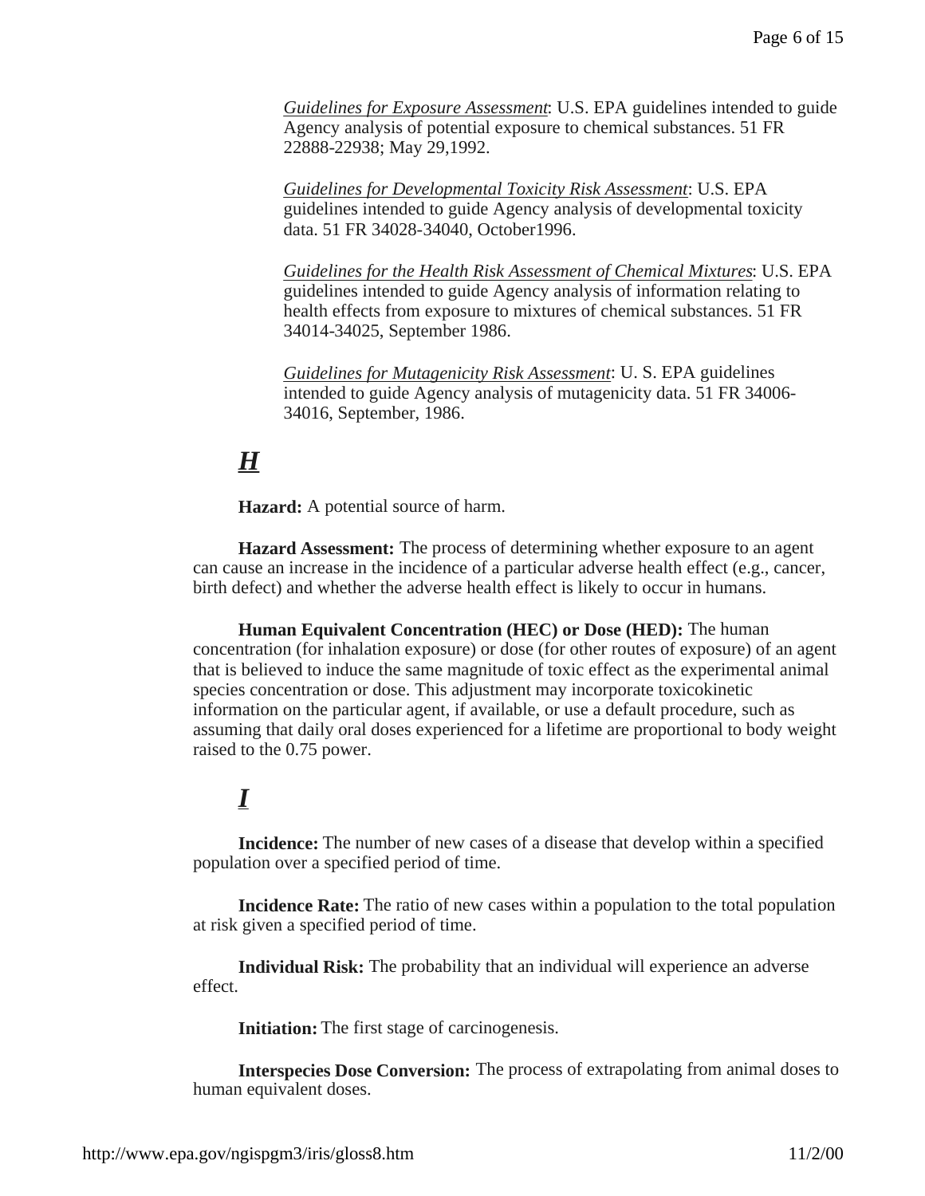*Guidelines for Exposure Assessment*: U.S. EPA guidelines intended to guide Agency analysis of potential exposure to chemical substances. 51 FR 22888-22938; May 29,1992.

*Guidelines for Developmental Toxicity Risk Assessment*: U.S. EPA guidelines intended to guide Agency analysis of developmental toxicity data. 51 FR 34028-34040, October1996.

*Guidelines for the Health Risk Assessment of Chemical Mixtures*: U.S. EPA guidelines intended to guide Agency analysis of information relating to health effects from exposure to mixtures of chemical substances. 51 FR 34014-34025, September 1986.

*Guidelines for Mutagenicity Risk Assessment*: U. S. EPA guidelines intended to guide Agency analysis of mutagenicity data. 51 FR 34006-34016, September, 1986.

## ***H***

**Hazard:** A potential source of harm.

**Hazard Assessment:** The process of determining whether exposure to an agent can cause an increase in the incidence of a particular adverse health effect (e.g., cancer, birth defect) and whether the adverse health effect is likely to occur in humans.

**Human Equivalent Concentration (HEC) or Dose (HED):** The human concentration (for inhalation exposure) or dose (for other routes of exposure) of an agent that is believed to induce the same magnitude of toxic effect as the experimental animal species concentration or dose. This adjustment may incorporate toxicokinetic information on the particular agent, if available, or use a default procedure, such as assuming that daily oral doses experienced for a lifetime are proportional to body weight raised to the 0.75 power.

## ***I***

**Incidence:** The number of new cases of a disease that develop within a specified population over a specified period of time.

**Incidence Rate:** The ratio of new cases within a population to the total population at risk given a specified period of time.

**Individual Risk:** The probability that an individual will experience an adverse effect.

**Initiation:** The first stage of carcinogenesis.

**Interspecies Dose Conversion:** The process of extrapolating from animal doses to human equivalent doses.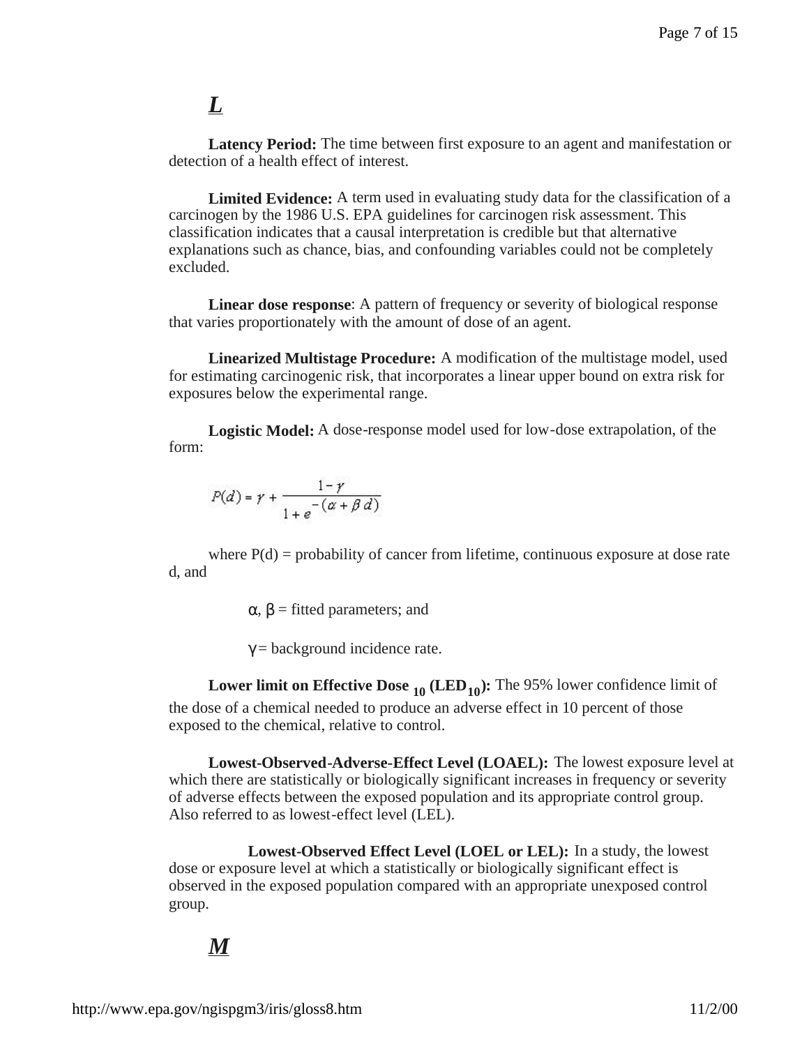## *L*

**Latency Period:** The time between first exposure to an agent and manifestation or detection of a health effect of interest.

**Limited Evidence:** A term used in evaluating study data for the classification of a carcinogen by the 1986 U.S. EPA guidelines for carcinogen risk assessment. This classification indicates that a causal interpretation is credible but that alternative explanations such as chance, bias, and confounding variables could not be completely excluded.

**Linear dose response**: A pattern of frequency or severity of biological response that varies proportionately with the amount of dose of an agent.

**Linearized Multistage Procedure:** A modification of the multistage model, used for estimating carcinogenic risk, that incorporates a linear upper bound on extra risk for exposures below the experimental range.

**Logistic Model:** A dose-response model used for low-dose extrapolation, of the form:

$$P(d) = \gamma + \frac{1-\gamma}{1+e^{-(\alpha+\beta d)}}$$

where P(d) = probability of cancer from lifetime, continuous exposure at dose rate d, and

$\alpha$, $\beta$ = fitted parameters; and

$\gamma$ = background incidence rate.

**Lower limit on Effective Dose $_{10}$ ($LED_{10}$):** The 95% lower confidence limit of the dose of a chemical needed to produce an adverse effect in 10 percent of those exposed to the chemical, relative to control.

**Lowest-Observed-Adverse-Effect Level (LOAEL):** The lowest exposure level at which there are statistically or biologically significant increases in frequency or severity of adverse effects between the exposed population and its appropriate control group. Also referred to as lowest-effect level (LEL).

**Lowest-Observed Effect Level (LOEL or LEL):** In a study, the lowest dose or exposure level at which a statistically or biologically significant effect is observed in the exposed population compared with an appropriate unexposed control group.

## *M*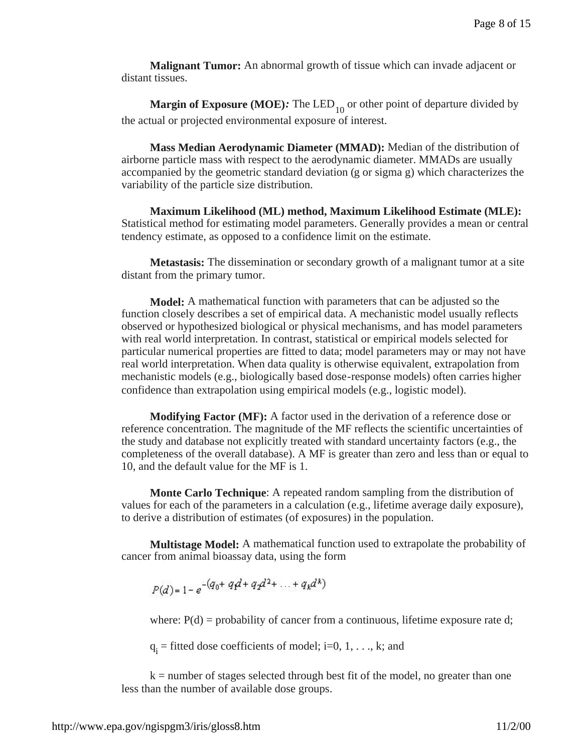**Malignant Tumor:** An abnormal growth of tissue which can invade adjacent or distant tissues.

**Margin of Exposure (MOE)*:*** The $LED_{10}$ or other point of departure divided by the actual or projected environmental exposure of interest.

**Mass Median Aerodynamic Diameter (MMAD):** Median of the distribution of airborne particle mass with respect to the aerodynamic diameter. MMADs are usually accompanied by the geometric standard deviation (g or sigma g) which characterizes the variability of the particle size distribution.

**Maximum Likelihood (ML) method, Maximum Likelihood Estimate (MLE):** Statistical method for estimating model parameters. Generally provides a mean or central tendency estimate, as opposed to a confidence limit on the estimate.

**Metastasis:** The dissemination or secondary growth of a malignant tumor at a site distant from the primary tumor.

**Model:** A mathematical function with parameters that can be adjusted so the function closely describes a set of empirical data. A mechanistic model usually reflects observed or hypothesized biological or physical mechanisms, and has model parameters with real world interpretation. In contrast, statistical or empirical models selected for particular numerical properties are fitted to data; model parameters may or may not have real world interpretation. When data quality is otherwise equivalent, extrapolation from mechanistic models (e.g., biologically based dose-response models) often carries higher confidence than extrapolation using empirical models (e.g., logistic model).

**Modifying Factor (MF):** A factor used in the derivation of a reference dose or reference concentration. The magnitude of the MF reflects the scientific uncertainties of the study and database not explicitly treated with standard uncertainty factors (e.g., the completeness of the overall database). A MF is greater than zero and less than or equal to 10, and the default value for the MF is 1.

**Monte Carlo Technique**: A repeated random sampling from the distribution of values for each of the parameters in a calculation (e.g., lifetime average daily exposure), to derive a distribution of estimates (of exposures) in the population.

**Multistage Model:** A mathematical function used to extrapolate the probability of cancer from animal bioassay data, using the form

$$P(d) = 1 - e^{-(q_0 + q_1 d + q_2 d^2 + \ldots + q_k d^k)}$$

where: $P(d)$ = probability of cancer from a continuous, lifetime exposure rate d;

$q_i$ = fitted dose coefficients of model; $i = 0, 1, \ldots, k$; and

k = number of stages selected through best fit of the model, no greater than one less than the number of available dose groups.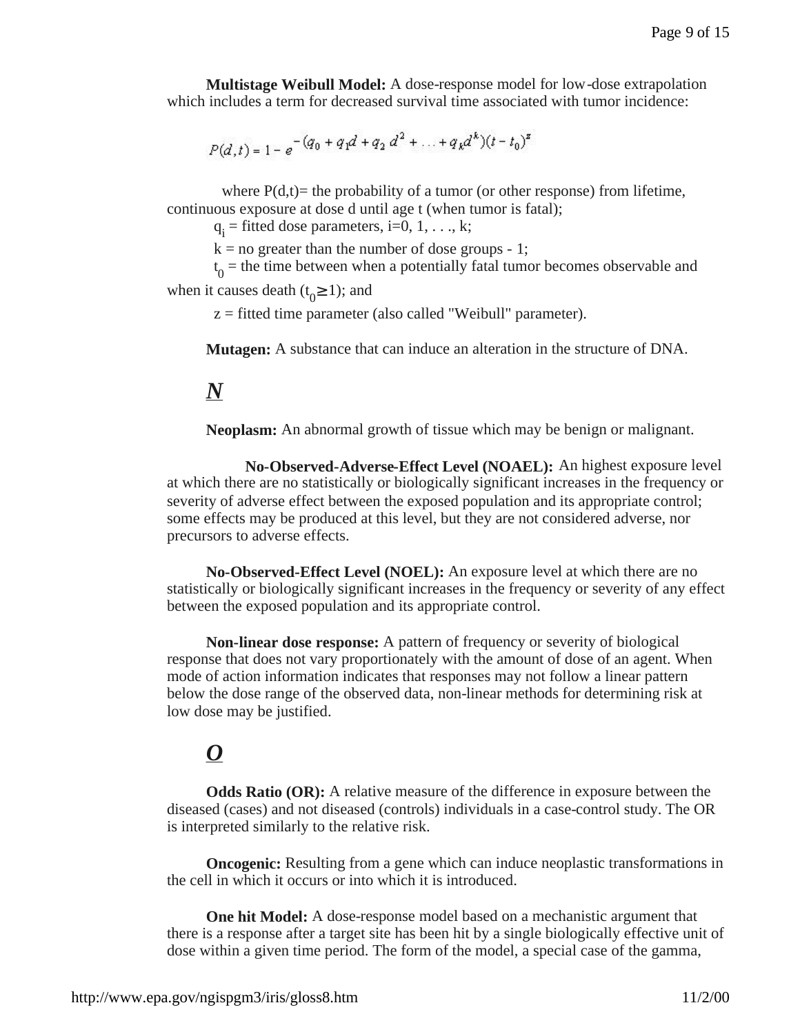**Multistage Weibull Model:** A dose-response model for low-dose extrapolation which includes a term for decreased survival time associated with tumor incidence:

$$P(d,t) = 1 - e^{-(q_0 + q_1 d + q_2 d^2 + \ldots + q_k d^k)(t - t_0)^z}$$

where P(d,t)= the probability of a tumor (or other response) from lifetime, continuous exposure at dose d until age t (when tumor is fatal);

$q_i$ = fitted dose parameters, i=0, 1, . . ., k;

k = no greater than the number of dose groups - 1;

$t_0$ = the time between when a potentially fatal tumor becomes observable and when it causes death ($t_0 \geq 1$); and

z = fitted time parameter (also called "Weibull" parameter).

**Mutagen:** A substance that can induce an alteration in the structure of DNA.

## ***N***

**Neoplasm:** An abnormal growth of tissue which may be benign or malignant.

**No-Observed-Adverse-Effect Level (NOAEL):** An highest exposure level at which there are no statistically or biologically significant increases in the frequency or severity of adverse effect between the exposed population and its appropriate control; some effects may be produced at this level, but they are not considered adverse, nor precursors to adverse effects.

**No-Observed-Effect Level (NOEL):** An exposure level at which there are no statistically or biologically significant increases in the frequency or severity of any effect between the exposed population and its appropriate control.

**Non-linear dose response:** A pattern of frequency or severity of biological response that does not vary proportionately with the amount of dose of an agent. When mode of action information indicates that responses may not follow a linear pattern below the dose range of the observed data, non-linear methods for determining risk at low dose may be justified.

## ***O***

**Odds Ratio (OR):** A relative measure of the difference in exposure between the diseased (cases) and not diseased (controls) individuals in a case-control study. The OR is interpreted similarly to the relative risk.

**Oncogenic:** Resulting from a gene which can induce neoplastic transformations in the cell in which it occurs or into which it is introduced.

**One hit Model:** A dose-response model based on a mechanistic argument that there is a response after a target site has been hit by a single biologically effective unit of dose within a given time period. The form of the model, a special case of the gamma,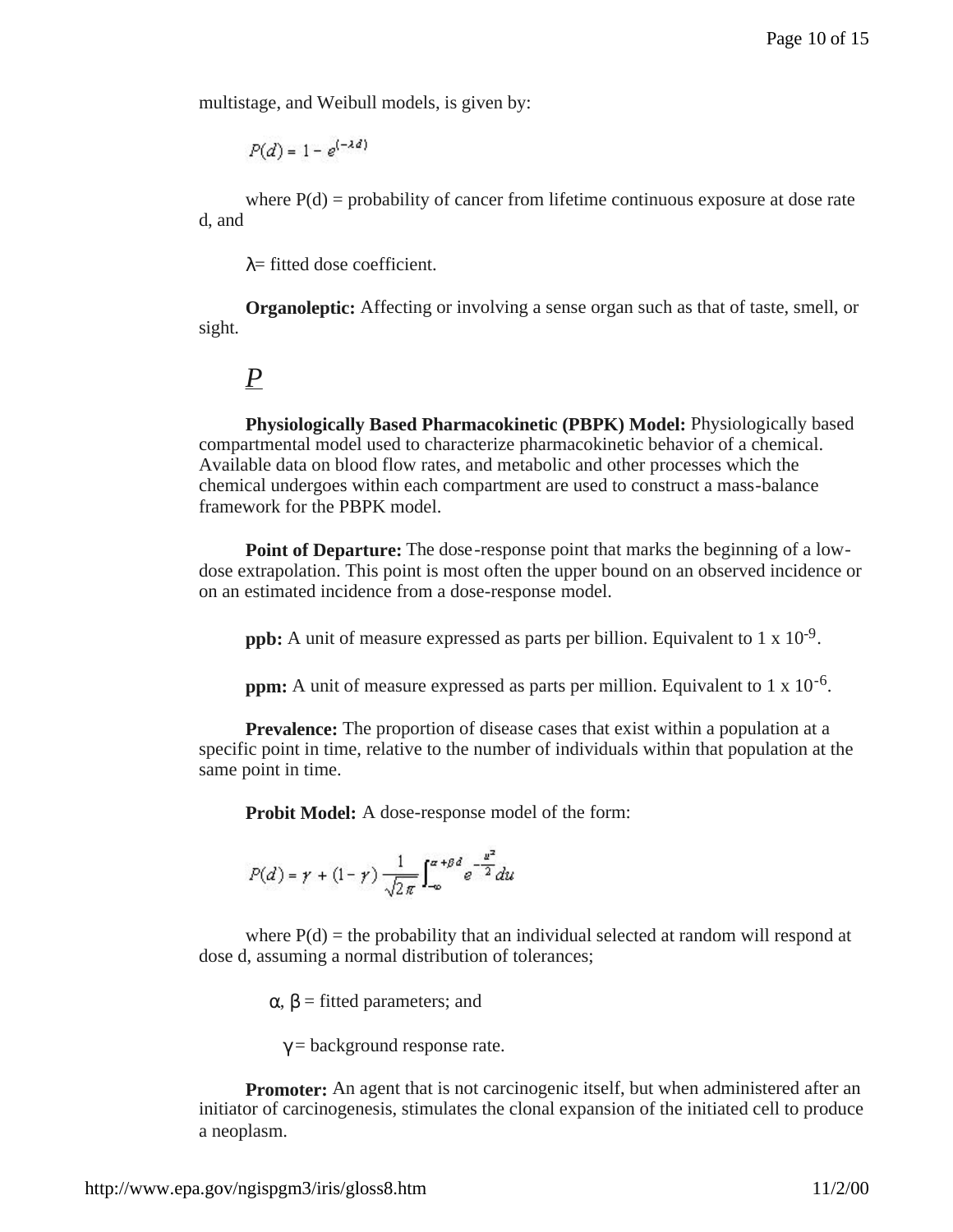multistage, and Weibull models, is given by:

$$P(d) = 1 - e^{(-\lambda d)}$$

where P(d) = probability of cancer from lifetime continuous exposure at dose rate d, and

$\lambda$= fitted dose coefficient.

**Organoleptic:** Affecting or involving a sense organ such as that of taste, smell, or sight.

## *P*

**Physiologically Based Pharmacokinetic (PBPK) Model:** Physiologically based compartmental model used to characterize pharmacokinetic behavior of a chemical. Available data on blood flow rates, and metabolic and other processes which the chemical undergoes within each compartment are used to construct a mass-balance framework for the PBPK model.

**Point of Departure:** The dose-response point that marks the beginning of a low-dose extrapolation. This point is most often the upper bound on an observed incidence or on an estimated incidence from a dose-response model.

**ppb:** A unit of measure expressed as parts per billion. Equivalent to $1 \times 10^{-9}$.

**ppm:** A unit of measure expressed as parts per million. Equivalent to $1 \times 10^{-6}$.

**Prevalence:** The proportion of disease cases that exist within a population at a specific point in time, relative to the number of individuals within that population at the same point in time.

**Probit Model:** A dose-response model of the form:

$$P(d) = \gamma + (1-\gamma)\frac{1}{\sqrt{2\pi}}\int_{-\infty}^{\alpha+\beta d} e^{-\frac{u^2}{2}}du$$

where P(d) = the probability that an individual selected at random will respond at dose d, assuming a normal distribution of tolerances;

$\alpha$, $\beta$ = fitted parameters; and

$\gamma$= background response rate.

**Promoter:** An agent that is not carcinogenic itself, but when administered after an initiator of carcinogenesis, stimulates the clonal expansion of the initiated cell to produce a neoplasm.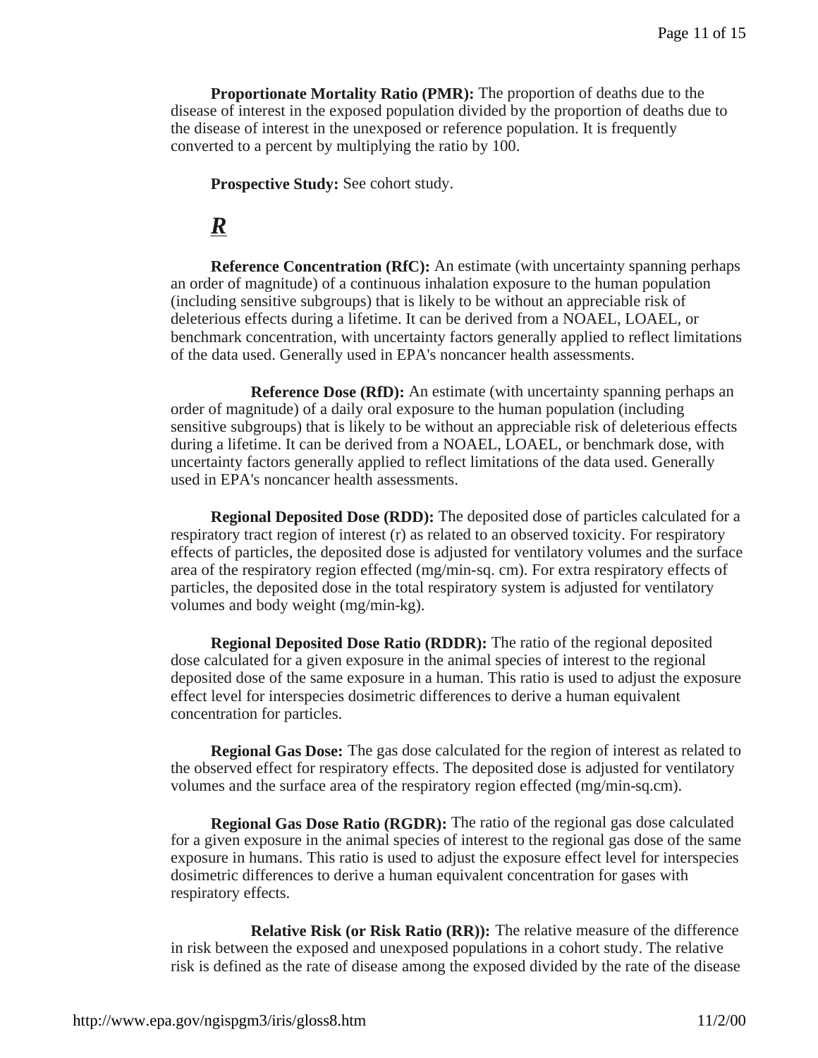**Proportionate Mortality Ratio (PMR):** The proportion of deaths due to the disease of interest in the exposed population divided by the proportion of deaths due to the disease of interest in the unexposed or reference population. It is frequently converted to a percent by multiplying the ratio by 100.

**Prospective Study:** See cohort study.

## ***R***

**Reference Concentration (RfC):** An estimate (with uncertainty spanning perhaps an order of magnitude) of a continuous inhalation exposure to the human population (including sensitive subgroups) that is likely to be without an appreciable risk of deleterious effects during a lifetime. It can be derived from a NOAEL, LOAEL, or benchmark concentration, with uncertainty factors generally applied to reflect limitations of the data used. Generally used in EPA's noncancer health assessments.

**Reference Dose (RfD):** An estimate (with uncertainty spanning perhaps an order of magnitude) of a daily oral exposure to the human population (including sensitive subgroups) that is likely to be without an appreciable risk of deleterious effects during a lifetime. It can be derived from a NOAEL, LOAEL, or benchmark dose, with uncertainty factors generally applied to reflect limitations of the data used. Generally used in EPA's noncancer health assessments.

**Regional Deposited Dose (RDD):** The deposited dose of particles calculated for a respiratory tract region of interest (r) as related to an observed toxicity. For respiratory effects of particles, the deposited dose is adjusted for ventilatory volumes and the surface area of the respiratory region effected (mg/min-sq. cm). For extra respiratory effects of particles, the deposited dose in the total respiratory system is adjusted for ventilatory volumes and body weight (mg/min-kg).

**Regional Deposited Dose Ratio (RDDR):** The ratio of the regional deposited dose calculated for a given exposure in the animal species of interest to the regional deposited dose of the same exposure in a human. This ratio is used to adjust the exposure effect level for interspecies dosimetric differences to derive a human equivalent concentration for particles.

**Regional Gas Dose:** The gas dose calculated for the region of interest as related to the observed effect for respiratory effects. The deposited dose is adjusted for ventilatory volumes and the surface area of the respiratory region effected (mg/min-sq.cm).

**Regional Gas Dose Ratio (RGDR):** The ratio of the regional gas dose calculated for a given exposure in the animal species of interest to the regional gas dose of the same exposure in humans. This ratio is used to adjust the exposure effect level for interspecies dosimetric differences to derive a human equivalent concentration for gases with respiratory effects.

**Relative Risk (or Risk Ratio (RR)):** The relative measure of the difference in risk between the exposed and unexposed populations in a cohort study. The relative risk is defined as the rate of disease among the exposed divided by the rate of the disease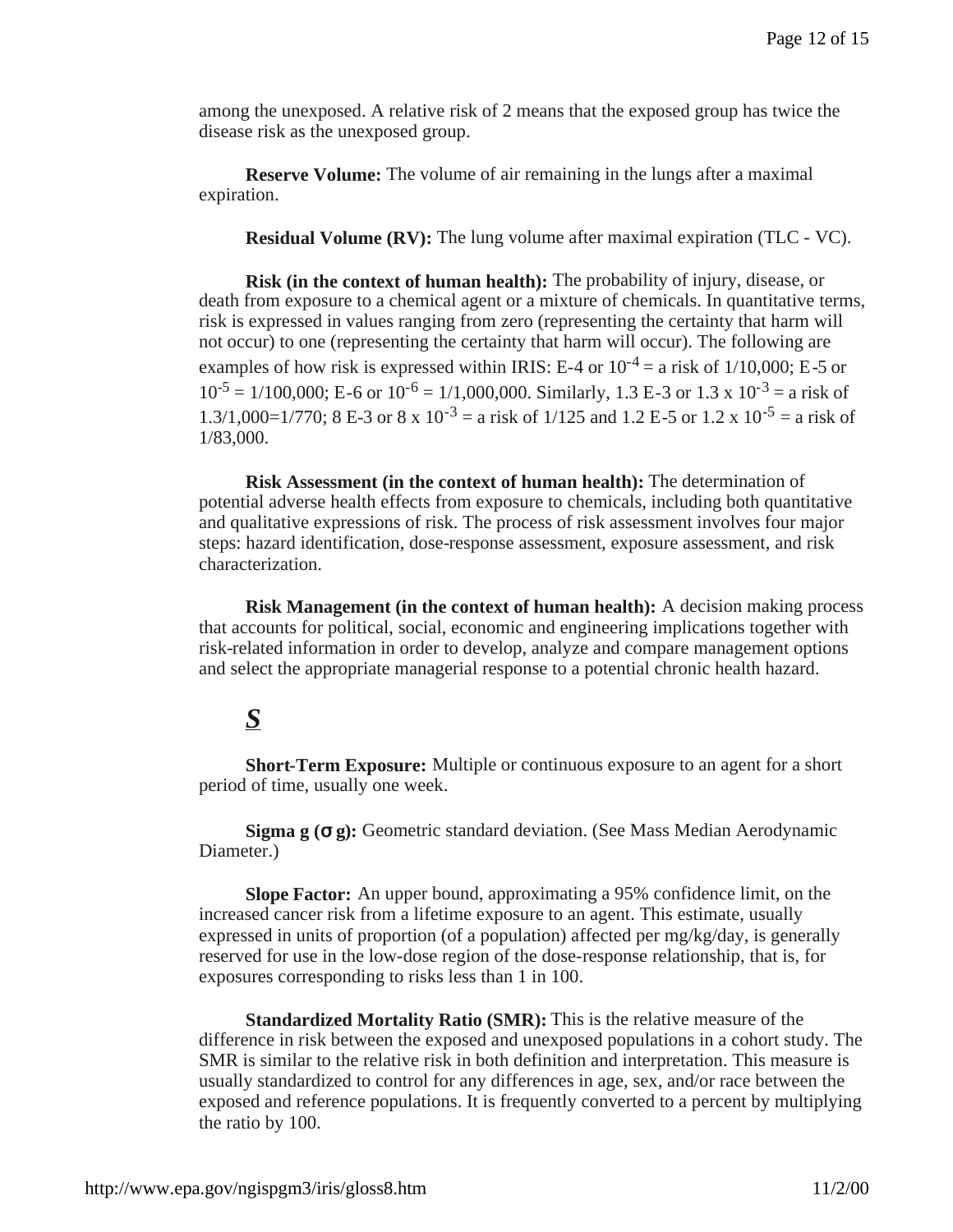among the unexposed. A relative risk of 2 means that the exposed group has twice the disease risk as the unexposed group.

**Reserve Volume:** The volume of air remaining in the lungs after a maximal expiration.

**Residual Volume (RV):** The lung volume after maximal expiration (TLC - VC).

**Risk (in the context of human health):** The probability of injury, disease, or death from exposure to a chemical agent or a mixture of chemicals. In quantitative terms, risk is expressed in values ranging from zero (representing the certainty that harm will not occur) to one (representing the certainty that harm will occur). The following are examples of how risk is expressed within IRIS: E-4 or $10^{-4}$ = a risk of 1/10,000; E-5 or $10^{-5}$ = 1/100,000; E-6 or $10^{-6}$ = 1/1,000,000. Similarly, 1.3 E-3 or $1.3 \times 10^{-3}$ = a risk of 1.3/1,000=1/770; 8 E-3 or $8 \times 10^{-3}$ = a risk of 1/125 and 1.2 E-5 or $1.2 \times 10^{-5}$ = a risk of 1/83,000.

**Risk Assessment (in the context of human health):** The determination of potential adverse health effects from exposure to chemicals, including both quantitative and qualitative expressions of risk. The process of risk assessment involves four major steps: hazard identification, dose-response assessment, exposure assessment, and risk characterization.

**Risk Management (in the context of human health):** A decision making process that accounts for political, social, economic and engineering implications together with risk-related information in order to develop, analyze and compare management options and select the appropriate managerial response to a potential chronic health hazard.

## ***S***

**Short-Term Exposure:** Multiple or continuous exposure to an agent for a short period of time, usually one week.

**Sigma g ($\sigma$ g):** Geometric standard deviation. (See Mass Median Aerodynamic Diameter.)

**Slope Factor:** An upper bound, approximating a 95% confidence limit, on the increased cancer risk from a lifetime exposure to an agent. This estimate, usually expressed in units of proportion (of a population) affected per mg/kg/day, is generally reserved for use in the low-dose region of the dose-response relationship, that is, for exposures corresponding to risks less than 1 in 100.

**Standardized Mortality Ratio (SMR):** This is the relative measure of the difference in risk between the exposed and unexposed populations in a cohort study. The SMR is similar to the relative risk in both definition and interpretation. This measure is usually standardized to control for any differences in age, sex, and/or race between the exposed and reference populations. It is frequently converted to a percent by multiplying the ratio by 100.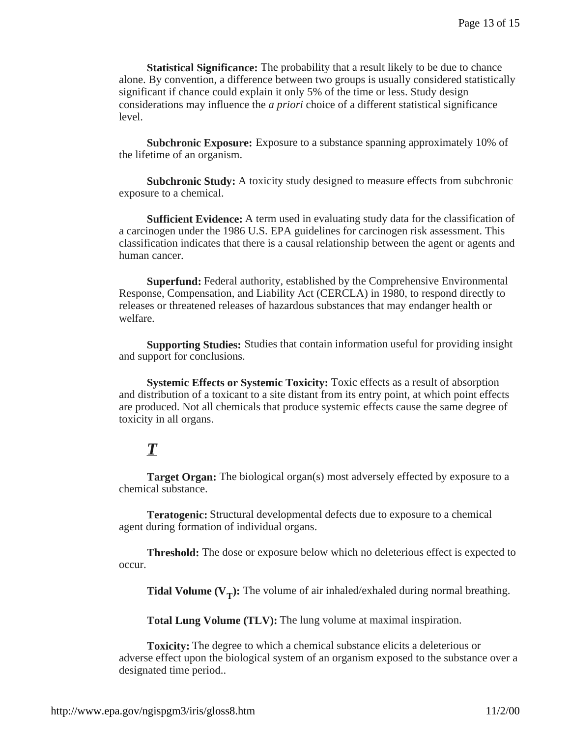**Statistical Significance:** The probability that a result likely to be due to chance alone. By convention, a difference between two groups is usually considered statistically significant if chance could explain it only 5% of the time or less. Study design considerations may influence the *a priori* choice of a different statistical significance level.

**Subchronic Exposure:** Exposure to a substance spanning approximately 10% of the lifetime of an organism.

**Subchronic Study:** A toxicity study designed to measure effects from subchronic exposure to a chemical.

**Sufficient Evidence:** A term used in evaluating study data for the classification of a carcinogen under the 1986 U.S. EPA guidelines for carcinogen risk assessment. This classification indicates that there is a causal relationship between the agent or agents and human cancer.

**Superfund:** Federal authority, established by the Comprehensive Environmental Response, Compensation, and Liability Act (CERCLA) in 1980, to respond directly to releases or threatened releases of hazardous substances that may endanger health or welfare.

**Supporting Studies:** Studies that contain information useful for providing insight and support for conclusions.

**Systemic Effects or Systemic Toxicity:** Toxic effects as a result of absorption and distribution of a toxicant to a site distant from its entry point, at which point effects are produced. Not all chemicals that produce systemic effects cause the same degree of toxicity in all organs.

## *T*

**Target Organ:** The biological organ(s) most adversely effected by exposure to a chemical substance.

**Teratogenic:** Structural developmental defects due to exposure to a chemical agent during formation of individual organs.

**Threshold:** The dose or exposure below which no deleterious effect is expected to occur.

**Tidal Volume ($V_T$):** The volume of air inhaled/exhaled during normal breathing.

**Total Lung Volume (TLV):** The lung volume at maximal inspiration.

**Toxicity:** The degree to which a chemical substance elicits a deleterious or adverse effect upon the biological system of an organism exposed to the substance over a designated time period..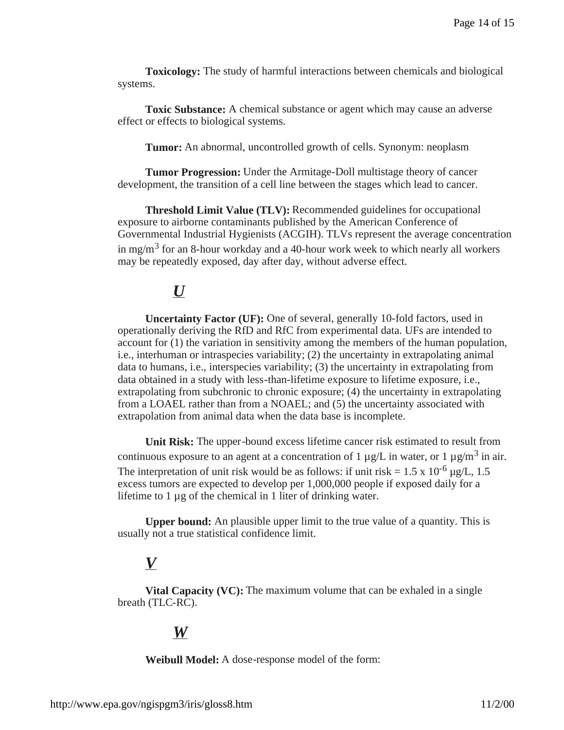**Toxicology:** The study of harmful interactions between chemicals and biological systems.

**Toxic Substance:** A chemical substance or agent which may cause an adverse effect or effects to biological systems.

**Tumor:** An abnormal, uncontrolled growth of cells. Synonym: neoplasm

**Tumor Progression:** Under the Armitage-Doll multistage theory of cancer development, the transition of a cell line between the stages which lead to cancer.

**Threshold Limit Value (TLV):** Recommended guidelines for occupational exposure to airborne contaminants published by the American Conference of Governmental Industrial Hygienists (ACGIH). TLVs represent the average concentration in $mg/m^3$ for an 8-hour workday and a 40-hour work week to which nearly all workers may be repeatedly exposed, day after day, without adverse effect.

## *U*

**Uncertainty Factor (UF):** One of several, generally 10-fold factors, used in operationally deriving the RfD and RfC from experimental data. UFs are intended to account for (1) the variation in sensitivity among the members of the human population, i.e., interhuman or intraspecies variability; (2) the uncertainty in extrapolating animal data to humans, i.e., interspecies variability; (3) the uncertainty in extrapolating from data obtained in a study with less-than-lifetime exposure to lifetime exposure, i.e., extrapolating from subchronic to chronic exposure; (4) the uncertainty in extrapolating from a LOAEL rather than from a NOAEL; and (5) the uncertainty associated with extrapolation from animal data when the data base is incomplete.

**Unit Risk:** The upper-bound excess lifetime cancer risk estimated to result from continuous exposure to an agent at a concentration of 1 µg/L in water, or 1 $\mu g/m^3$ in air. The interpretation of unit risk would be as follows: if unit risk = $1.5 \times 10^{-6}$ µg/L, 1.5 excess tumors are expected to develop per 1,000,000 people if exposed daily for a lifetime to 1 µg of the chemical in 1 liter of drinking water.

**Upper bound:** An plausible upper limit to the true value of a quantity. This is usually not a true statistical confidence limit.

## *V*

**Vital Capacity (VC):** The maximum volume that can be exhaled in a single breath (TLC-RC).

## *W*

**Weibull Model:** A dose-response model of the form: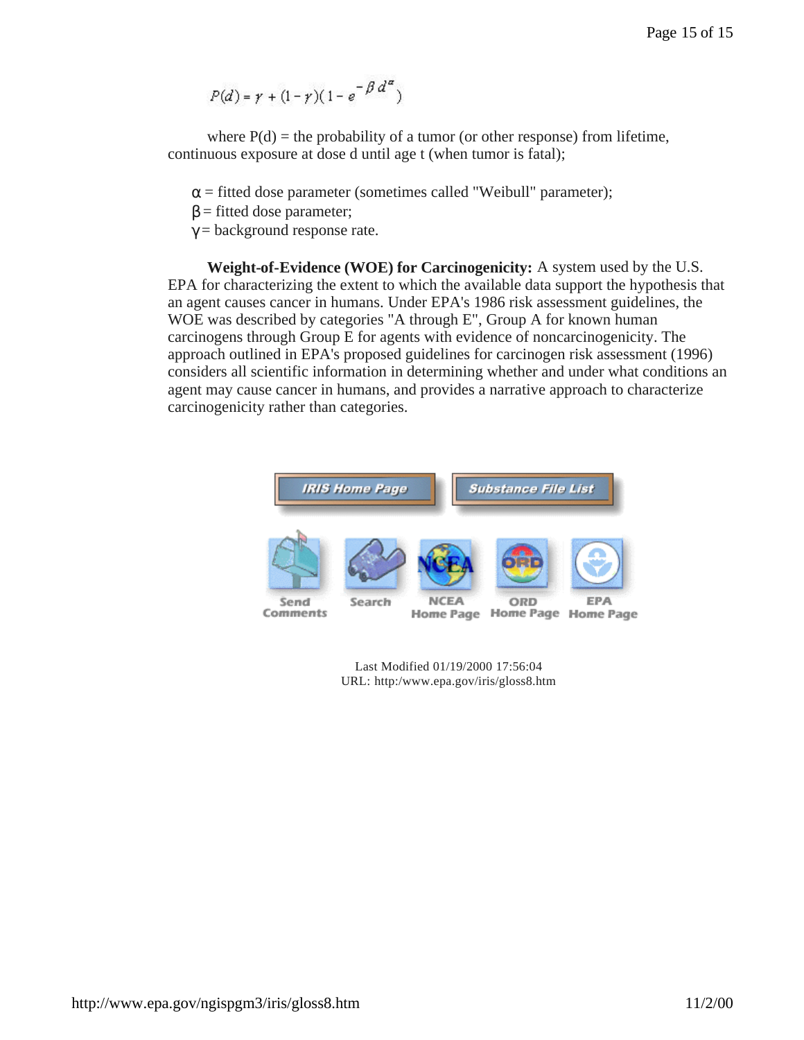$$P(d) = \gamma + (1 - \gamma)(1 - e^{-\beta d^{\alpha}})$$

where P(d) = the probability of a tumor (or other response) from lifetime, continuous exposure at dose d until age t (when tumor is fatal);

$\alpha$ = fitted dose parameter (sometimes called "Weibull" parameter);
$\beta$ = fitted dose parameter;
$\gamma$ = background response rate.

**Weight-of-Evidence (WOE) for Carcinogenicity:** A system used by the U.S. EPA for characterizing the extent to which the available data support the hypothesis that an agent causes cancer in humans. Under EPA's 1986 risk assessment guidelines, the WOE was described by categories "A through E", Group A for known human carcinogens through Group E for agents with evidence of noncarcinogenicity. The approach outlined in EPA's proposed guidelines for carcinogen risk assessment (1996) considers all scientific information in determining whether and under what conditions an agent may cause cancer in humans, and provides a narrative approach to characterize carcinogenicity rather than categories.

IRIS Home Page | Substance File List

Send Comments | Search | NCEA Home Page | ORD Home Page | EPA Home Page

Last Modified 01/19/2000 17:56:04
URL: http:/www.epa.gov/iris/gloss8.htm